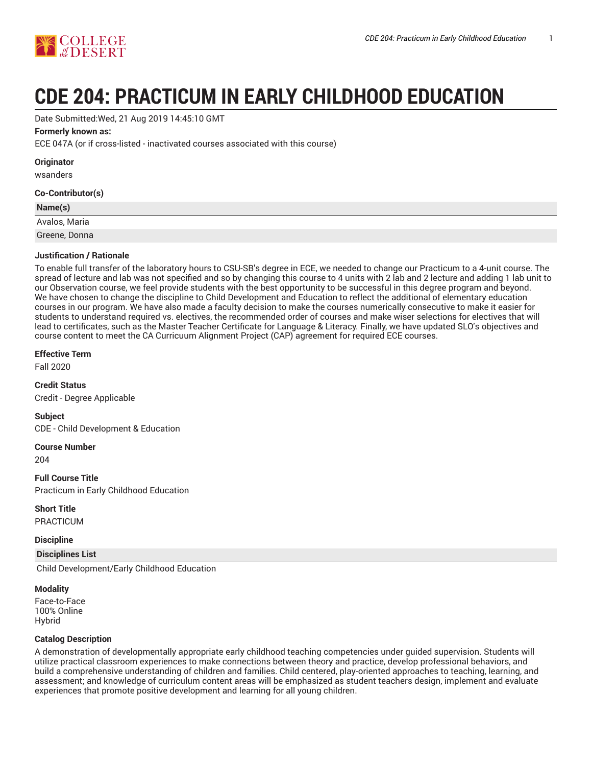# CDE 204: PRACTICUM IN EARLY CHILDHOOD EDUCATION

Date Submitted:Wed, 21 Aug 2019 14:45:10 GMT

**Formerly known as:**

ECE 047A (or if cross-listed - inactivated courses associated with this course)

**Originator**

wsanders

**Co-Contributor(s)**

| Name(s) |
| --- |
| Avalos, Maria |
| Greene, Donna |

**Justification / Rationale**

To enable full transfer of the laboratory hours to CSU-SB's degree in ECE, we needed to change our Practicum to a 4-unit course. The spread of lecture and lab was not specified and so by changing this course to 4 units with 2 lab and 2 lecture and adding 1 lab unit to our Observation course, we feel provide students with the best opportunity to be successful in this degree program and beyond. We have chosen to change the discipline to Child Development and Education to reflect the additional of elementary education courses in our program. We have also made a faculty decision to make the courses numerically consecutive to make it easier for students to understand required vs. electives, the recommended order of courses and make wiser selections for electives that will lead to certificates, such as the Master Teacher Certificate for Language & Literacy. Finally, we have updated SLO's objectives and course content to meet the CA Curricuum Alignment Project (CAP) agreement for required ECE courses.

**Effective Term**

Fall 2020

**Credit Status**

Credit - Degree Applicable

**Subject**

CDE - Child Development & Education

**Course Number**

204

**Full Course Title**

Practicum in Early Childhood Education

**Short Title**

PRACTICUM

**Discipline**

| Disciplines List |
| --- |
| Child Development/Early Childhood Education |

**Modality**

Face-to-Face
100% Online
Hybrid

**Catalog Description**

A demonstration of developmentally appropriate early childhood teaching competencies under guided supervision. Students will utilize practical classroom experiences to make connections between theory and practice, develop professional behaviors, and build a comprehensive understanding of children and families. Child centered, play-oriented approaches to teaching, learning, and assessment; and knowledge of curriculum content areas will be emphasized as student teachers design, implement and evaluate experiences that promote positive development and learning for all young children.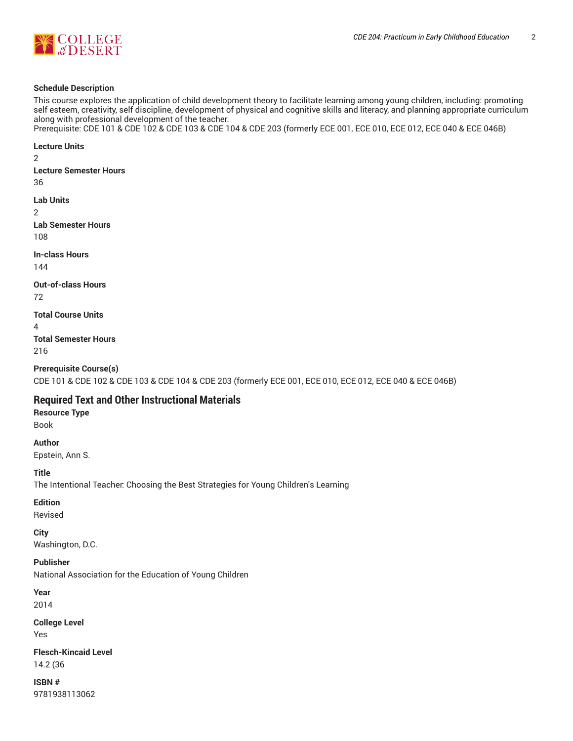**Schedule Description**

This course explores the application of child development theory to facilitate learning among young children, including: promoting self esteem, creativity, self discipline, development of physical and cognitive skills and literacy, and planning appropriate curriculum along with professional development of the teacher.
Prerequisite: CDE 101 & CDE 102 & CDE 103 & CDE 104 & CDE 203 (formerly ECE 001, ECE 010, ECE 012, ECE 040 & ECE 046B)

**Lecture Units**

2

**Lecture Semester Hours**

36

**Lab Units**

2

**Lab Semester Hours**

108

**In-class Hours**

144

**Out-of-class Hours**

72

**Total Course Units**

4

**Total Semester Hours**

216

**Prerequisite Course(s)**

CDE 101 & CDE 102 & CDE 103 & CDE 104 & CDE 203 (formerly ECE 001, ECE 010, ECE 012, ECE 040 & ECE 046B)

## Required Text and Other Instructional Materials

**Resource Type**

Book

**Author**

Epstein, Ann S.

**Title**

The Intentional Teacher: Choosing the Best Strategies for Young Children's Learning

**Edition**

Revised

**City**

Washington, D.C.

**Publisher**

National Association for the Education of Young Children

**Year**

2014

**College Level**

Yes

**Flesch-Kincaid Level**

14.2 (36

**ISBN #**

9781938113062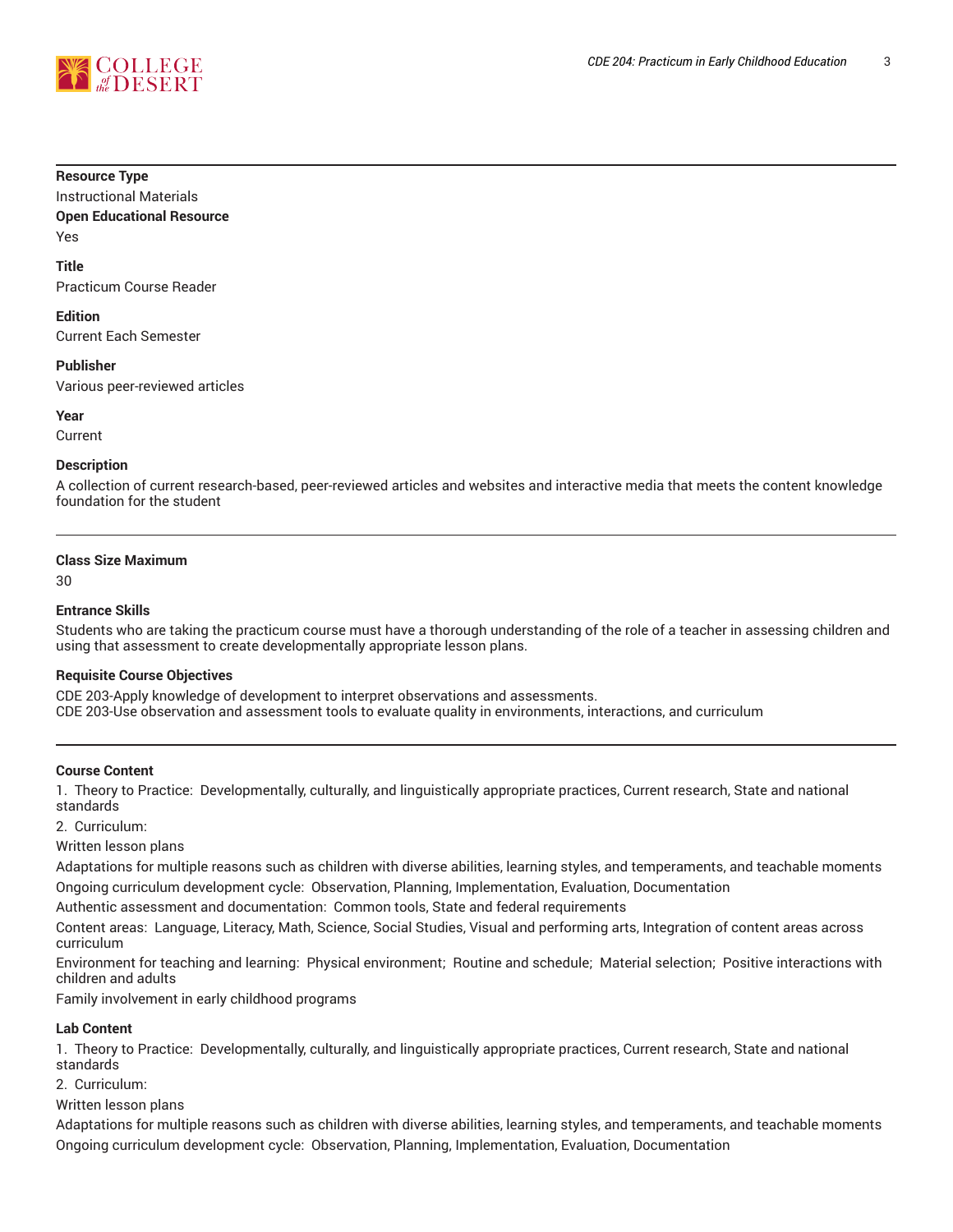**Resource Type**

Instructional Materials

**Open Educational Resource**

Yes

**Title**

Practicum Course Reader

**Edition**

Current Each Semester

**Publisher**

Various peer-reviewed articles

**Year**

Current

**Description**

A collection of current research-based, peer-reviewed articles and websites and interactive media that meets the content knowledge foundation for the student

---

**Class Size Maximum**

30

**Entrance Skills**

Students who are taking the practicum course must have a thorough understanding of the role of a teacher in assessing children and using that assessment to create developmentally appropriate lesson plans.

**Requisite Course Objectives**

CDE 203-Apply knowledge of development to interpret observations and assessments.
CDE 203-Use observation and assessment tools to evaluate quality in environments, interactions, and curriculum

---

**Course Content**

1. Theory to Practice: Developmentally, culturally, and linguistically appropriate practices, Current research, State and national standards
2. Curriculum:

Written lesson plans

Adaptations for multiple reasons such as children with diverse abilities, learning styles, and temperaments, and teachable moments

Ongoing curriculum development cycle: Observation, Planning, Implementation, Evaluation, Documentation

Authentic assessment and documentation: Common tools, State and federal requirements

Content areas: Language, Literacy, Math, Science, Social Studies, Visual and performing arts, Integration of content areas across curriculum

Environment for teaching and learning: Physical environment; Routine and schedule; Material selection; Positive interactions with children and adults

Family involvement in early childhood programs

**Lab Content**

1. Theory to Practice: Developmentally, culturally, and linguistically appropriate practices, Current research, State and national standards
2. Curriculum:

Written lesson plans

Adaptations for multiple reasons such as children with diverse abilities, learning styles, and temperaments, and teachable moments

Ongoing curriculum development cycle: Observation, Planning, Implementation, Evaluation, Documentation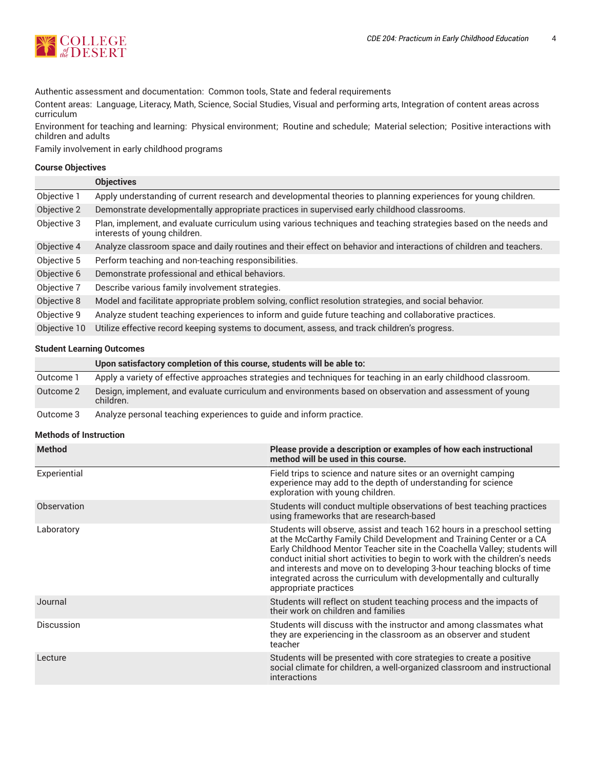Authentic assessment and documentation: Common tools, State and federal requirements

Content areas: Language, Literacy, Math, Science, Social Studies, Visual and performing arts, Integration of content areas across curriculum

Environment for teaching and learning: Physical environment; Routine and schedule; Material selection; Positive interactions with children and adults

Family involvement in early childhood programs

### Course Objectives

| | Objectives |
|---|---|
| Objective 1 | Apply understanding of current research and developmental theories to planning experiences for young children. |
| Objective 2 | Demonstrate developmentally appropriate practices in supervised early childhood classrooms. |
| Objective 3 | Plan, implement, and evaluate curriculum using various techniques and teaching strategies based on the needs and interests of young children. |
| Objective 4 | Analyze classroom space and daily routines and their effect on behavior and interactions of children and teachers. |
| Objective 5 | Perform teaching and non-teaching responsibilities. |
| Objective 6 | Demonstrate professional and ethical behaviors. |
| Objective 7 | Describe various family involvement strategies. |
| Objective 8 | Model and facilitate appropriate problem solving, conflict resolution strategies, and social behavior. |
| Objective 9 | Analyze student teaching experiences to inform and guide future teaching and collaborative practices. |
| Objective 10 | Utilize effective record keeping systems to document, assess, and track children's progress. |

### Student Learning Outcomes

| | Upon satisfactory completion of this course, students will be able to: |
|---|---|
| Outcome 1 | Apply a variety of effective approaches strategies and techniques for teaching in an early childhood classroom. |
| Outcome 2 | Design, implement, and evaluate curriculum and environments based on observation and assessment of young children. |
| Outcome 3 | Analyze personal teaching experiences to guide and inform practice. |

### Methods of Instruction

| Method | Please provide a description or examples of how each instructional method will be used in this course. |
|---|---|
| Experiential | Field trips to science and nature sites or an overnight camping experience may add to the depth of understanding for science exploration with young children. |
| Observation | Students will conduct multiple observations of best teaching practices using frameworks that are research-based |
| Laboratory | Students will observe, assist and teach 162 hours in a preschool setting at the McCarthy Family Child Development and Training Center or a CA Early Childhood Mentor Teacher site in the Coachella Valley; students will conduct initial short activities to begin to work with the children's needs and interests and move on to developing 3-hour teaching blocks of time integrated across the curriculum with developmentally and culturally appropriate practices |
| Journal | Students will reflect on student teaching process and the impacts of their work on children and families |
| Discussion | Students will discuss with the instructor and among classmates what they are experiencing in the classroom as an observer and student teacher |
| Lecture | Students will be presented with core strategies to create a positive social climate for children, a well-organized classroom and instructional interactions |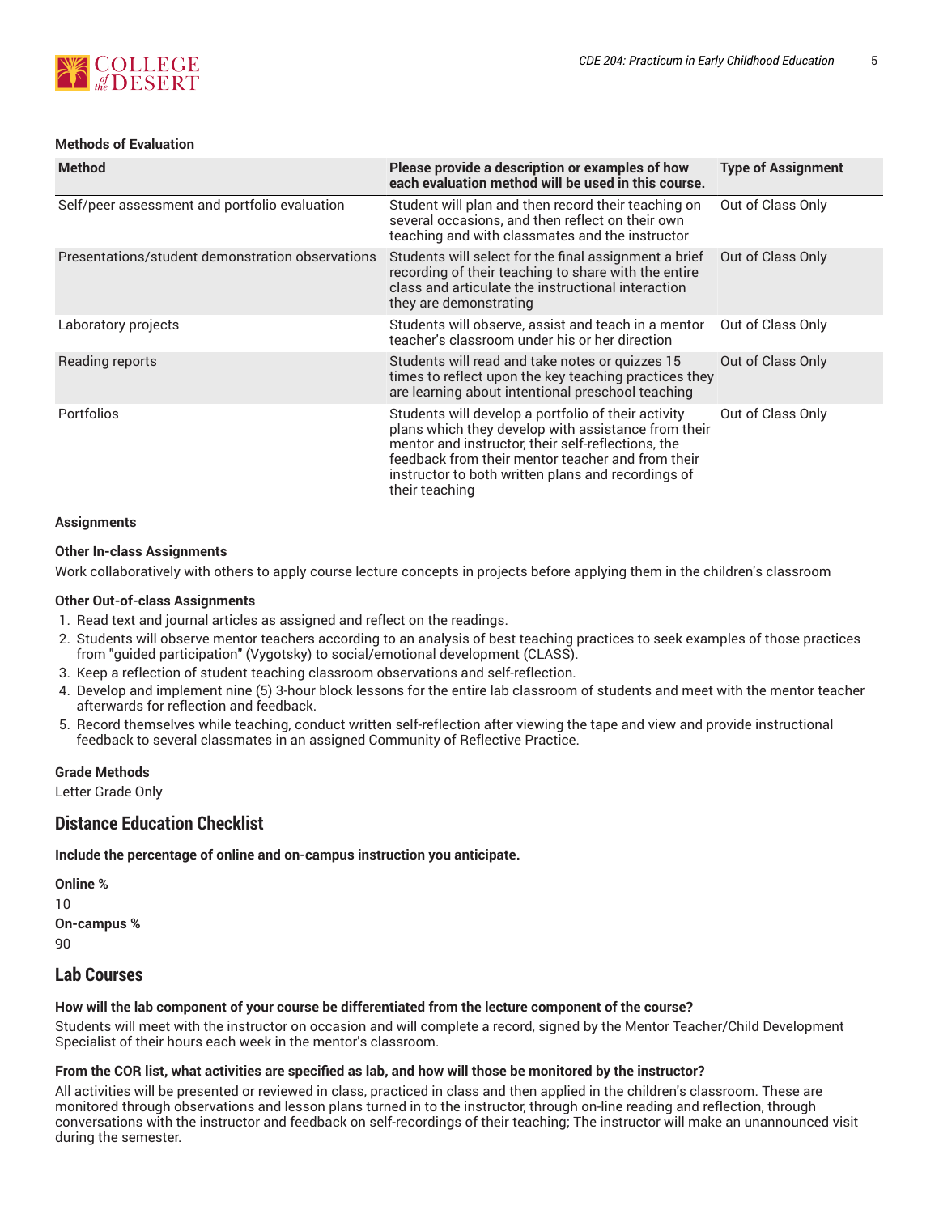#### Methods of Evaluation

| Method | Please provide a description or examples of how each evaluation method will be used in this course. | Type of Assignment |
| --- | --- | --- |
| Self/peer assessment and portfolio evaluation | Student will plan and then record their teaching on several occasions, and then reflect on their own teaching and with classmates and the instructor | Out of Class Only |
| Presentations/student demonstration observations | Students will select for the final assignment a brief recording of their teaching to share with the entire class and articulate the instructional interaction they are demonstrating | Out of Class Only |
| Laboratory projects | Students will observe, assist and teach in a mentor teacher's classroom under his or her direction | Out of Class Only |
| Reading reports | Students will read and take notes or quizzes 15 times to reflect upon the key teaching practices they are learning about intentional preschool teaching | Out of Class Only |
| Portfolios | Students will develop a portfolio of their activity plans which they develop with assistance from their mentor and instructor, their self-reflections, the feedback from their mentor teacher and from their instructor to both written plans and recordings of their teaching | Out of Class Only |

#### Assignments

**Other In-class Assignments**

Work collaboratively with others to apply course lecture concepts in projects before applying them in the children's classroom

**Other Out-of-class Assignments**

1. Read text and journal articles as assigned and reflect on the readings.
2. Students will observe mentor teachers according to an analysis of best teaching practices to seek examples of those practices from "guided participation" (Vygotsky) to social/emotional development (CLASS).
3. Keep a reflection of student teaching classroom observations and self-reflection.
4. Develop and implement nine (5) 3-hour block lessons for the entire lab classroom of students and meet with the mentor teacher afterwards for reflection and feedback.
5. Record themselves while teaching, conduct written self-reflection after viewing the tape and view and provide instructional feedback to several classmates in an assigned Community of Reflective Practice.

**Grade Methods**

Letter Grade Only

## Distance Education Checklist

**Include the percentage of online and on-campus instruction you anticipate.**

**Online %**

10

**On-campus %**

90

## Lab Courses

**How will the lab component of your course be differentiated from the lecture component of the course?**

Students will meet with the instructor on occasion and will complete a record, signed by the Mentor Teacher/Child Development Specialist of their hours each week in the mentor's classroom.

**From the COR list, what activities are specified as lab, and how will those be monitored by the instructor?**

All activities will be presented or reviewed in class, practiced in class and then applied in the children's classroom. These are monitored through observations and lesson plans turned in to the instructor, through on-line reading and reflection, through conversations with the instructor and feedback on self-recordings of their teaching; The instructor will make an unannounced visit during the semester.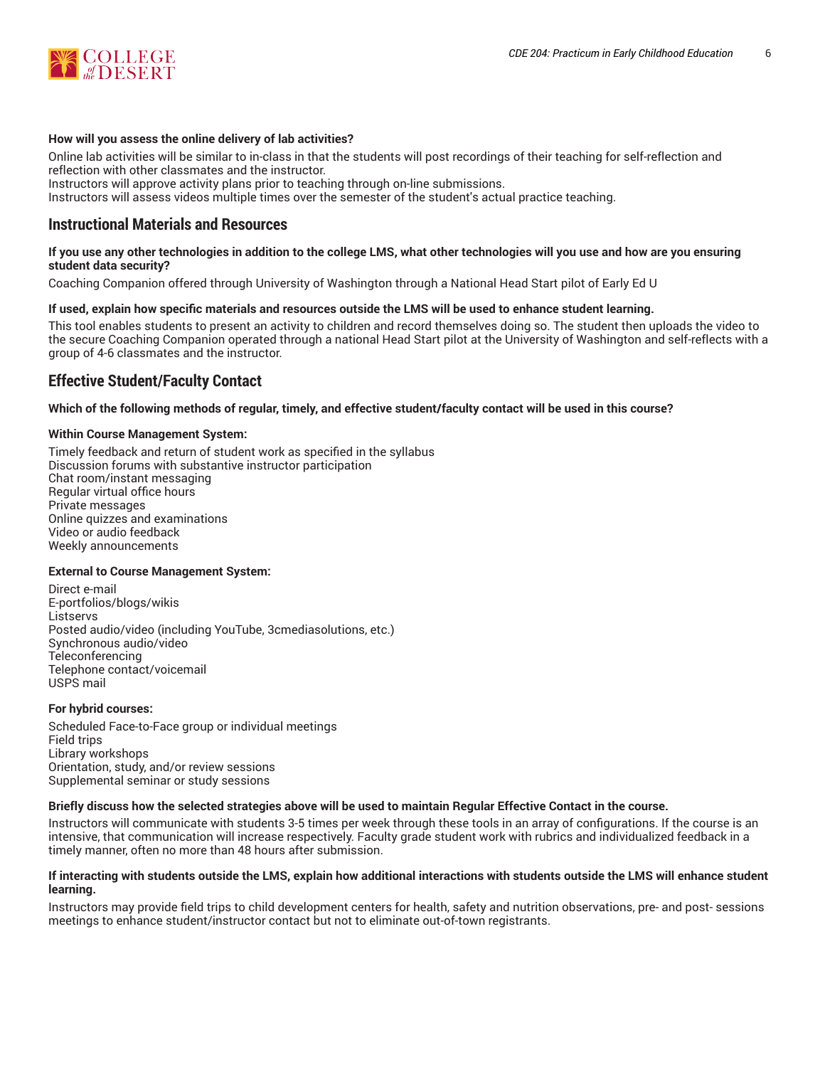**How will you assess the online delivery of lab activities?**

Online lab activities will be similar to in-class in that the students will post recordings of their teaching for self-reflection and reflection with other classmates and the instructor.
Instructors will approve activity plans prior to teaching through on-line submissions.
Instructors will assess videos multiple times over the semester of the student's actual practice teaching.

## Instructional Materials and Resources

**If you use any other technologies in addition to the college LMS, what other technologies will you use and how are you ensuring student data security?**

Coaching Companion offered through University of Washington through a National Head Start pilot of Early Ed U

**If used, explain how specific materials and resources outside the LMS will be used to enhance student learning.**

This tool enables students to present an activity to children and record themselves doing so. The student then uploads the video to the secure Coaching Companion operated through a national Head Start pilot at the University of Washington and self-reflects with a group of 4-6 classmates and the instructor.

## Effective Student/Faculty Contact

**Which of the following methods of regular, timely, and effective student/faculty contact will be used in this course?**

**Within Course Management System:**

Timely feedback and return of student work as specified in the syllabus
Discussion forums with substantive instructor participation
Chat room/instant messaging
Regular virtual office hours
Private messages
Online quizzes and examinations
Video or audio feedback
Weekly announcements

**External to Course Management System:**

Direct e-mail
E-portfolios/blogs/wikis
Listservs
Posted audio/video (including YouTube, 3cmediasolutions, etc.)
Synchronous audio/video
Teleconferencing
Telephone contact/voicemail
USPS mail

**For hybrid courses:**

Scheduled Face-to-Face group or individual meetings
Field trips
Library workshops
Orientation, study, and/or review sessions
Supplemental seminar or study sessions

**Briefly discuss how the selected strategies above will be used to maintain Regular Effective Contact in the course.**

Instructors will communicate with students 3-5 times per week through these tools in an array of configurations. If the course is an intensive, that communication will increase respectively. Faculty grade student work with rubrics and individualized feedback in a timely manner, often no more than 48 hours after submission.

**If interacting with students outside the LMS, explain how additional interactions with students outside the LMS will enhance student learning.**

Instructors may provide field trips to child development centers for health, safety and nutrition observations, pre- and post- sessions meetings to enhance student/instructor contact but not to eliminate out-of-town registrants.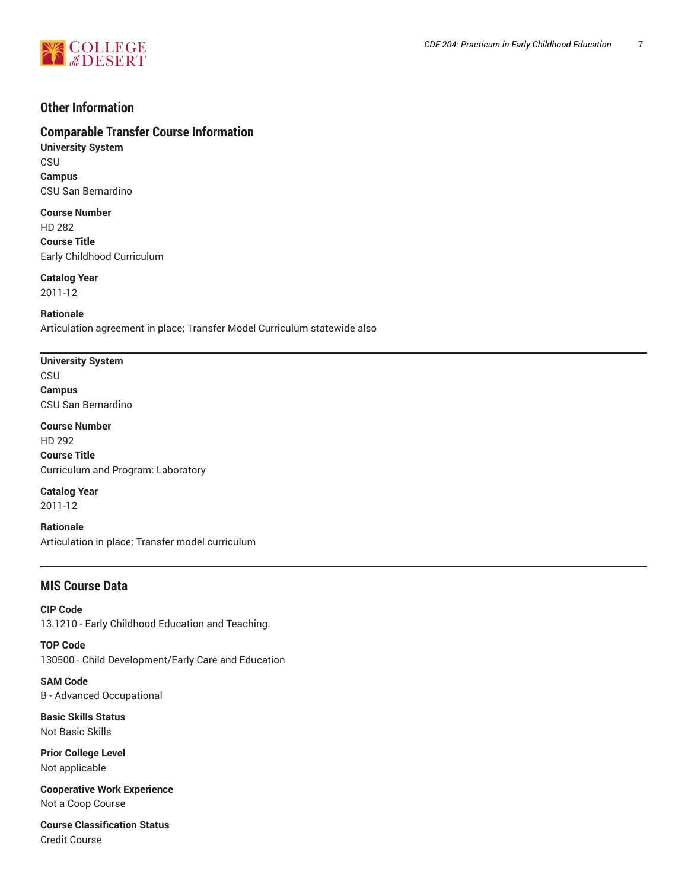## Other Information

## Comparable Transfer Course Information

**University System**
CSU

**Campus**
CSU San Bernardino

**Course Number**
HD 282

**Course Title**
Early Childhood Curriculum

**Catalog Year**
2011-12

**Rationale**
Articulation agreement in place; Transfer Model Curriculum statewide also

---

**University System**
CSU

**Campus**
CSU San Bernardino

**Course Number**
HD 292

**Course Title**
Curriculum and Program: Laboratory

**Catalog Year**
2011-12

**Rationale**
Articulation in place; Transfer model curriculum

---

## MIS Course Data

**CIP Code**
13.1210 - Early Childhood Education and Teaching.

**TOP Code**
130500 - Child Development/Early Care and Education

**SAM Code**
B - Advanced Occupational

**Basic Skills Status**
Not Basic Skills

**Prior College Level**
Not applicable

**Cooperative Work Experience**
Not a Coop Course

**Course Classification Status**
Credit Course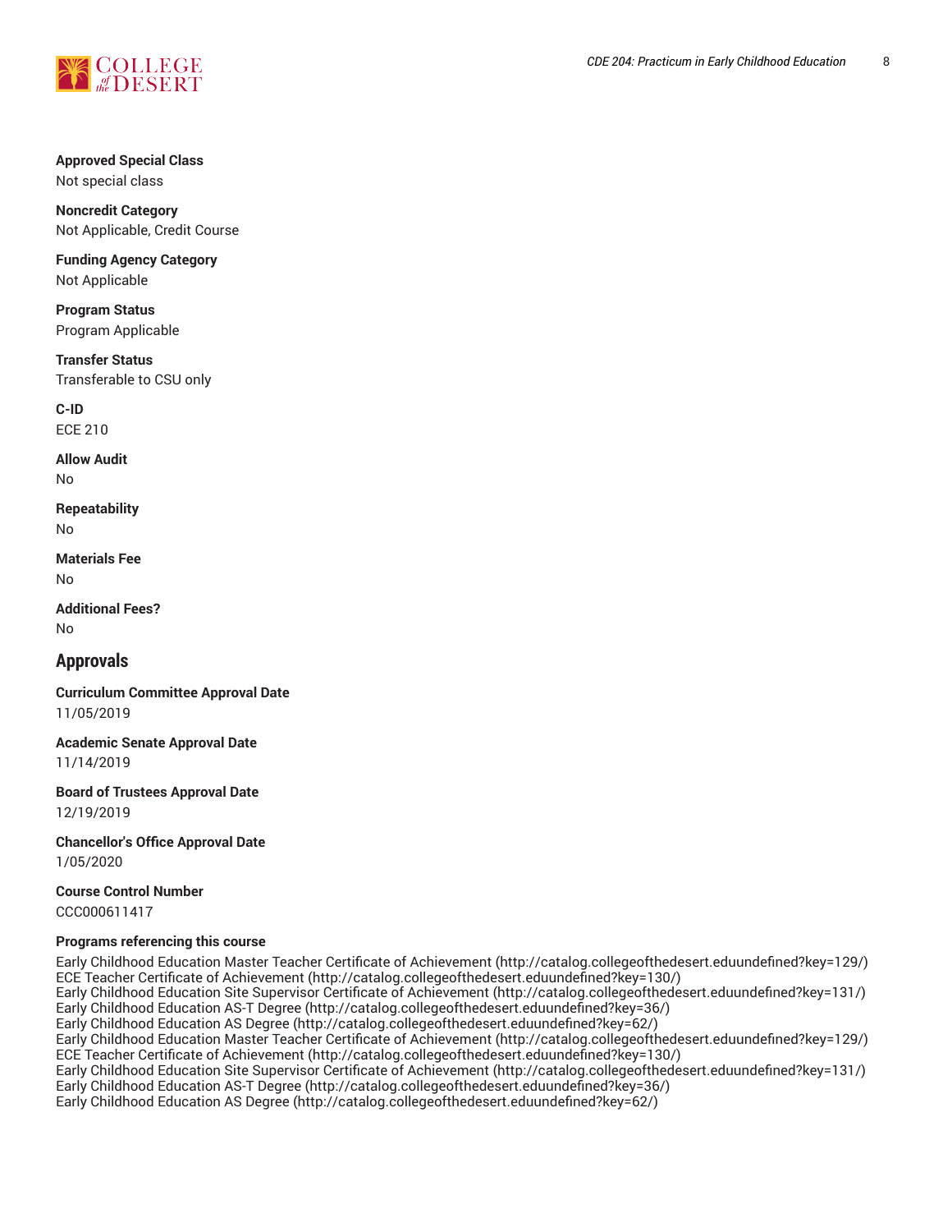**Approved Special Class**
Not special class

**Noncredit Category**
Not Applicable, Credit Course

**Funding Agency Category**
Not Applicable

**Program Status**
Program Applicable

**Transfer Status**
Transferable to CSU only

**C-ID**
ECE 210

**Allow Audit**
No

**Repeatability**
No

**Materials Fee**
No

**Additional Fees?**
No

## Approvals

**Curriculum Committee Approval Date**
11/05/2019

**Academic Senate Approval Date**
11/14/2019

**Board of Trustees Approval Date**
12/19/2019

**Chancellor's Office Approval Date**
1/05/2020

**Course Control Number**
CCC000611417

**Programs referencing this course**
Early Childhood Education Master Teacher Certificate of Achievement (http://catalog.collegeofthedesert.eduundefined?key=129/)
ECE Teacher Certificate of Achievement (http://catalog.collegeofthedesert.eduundefined?key=130/)
Early Childhood Education Site Supervisor Certificate of Achievement (http://catalog.collegeofthedesert.eduundefined?key=131/)
Early Childhood Education AS-T Degree (http://catalog.collegeofthedesert.eduundefined?key=36/)
Early Childhood Education AS Degree (http://catalog.collegeofthedesert.eduundefined?key=62/)
Early Childhood Education Master Teacher Certificate of Achievement (http://catalog.collegeofthedesert.eduundefined?key=129/)
ECE Teacher Certificate of Achievement (http://catalog.collegeofthedesert.eduundefined?key=130/)
Early Childhood Education Site Supervisor Certificate of Achievement (http://catalog.collegeofthedesert.eduundefined?key=131/)
Early Childhood Education AS-T Degree (http://catalog.collegeofthedesert.eduundefined?key=36/)
Early Childhood Education AS Degree (http://catalog.collegeofthedesert.eduundefined?key=62/)